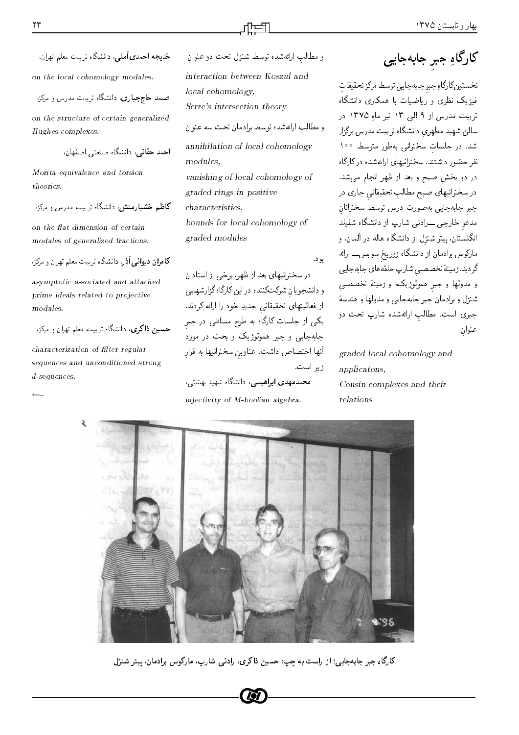# کارگاهِ جبرِ جابه‌جایی

نخستین کارگاهِ جبرِ جابه‌جایی توسط مرکز تحقیقاتِ فیزیک نظری و ریاضیات با همکاری دانشگاه تربیت مدرس از ۹ الی ۱۳ تیر ماهِ ۱۳۷۵ در سالن شهید مطهریِ دانشگاه تربیت مدرس برگزار شد. در جلساتِ سخنرانی به‌طور متوسط ۱۰۰ نفر حضور داشتند. سخنرانیهای ارائه‌شده در کارگاه در دو بخشِ صبح و بعد از ظهر انجام می‌شد. در سخنرانیهای صبح مطالبِ تحقیقاتیِ جاری در جبرِ جابه‌جایی به‌صورت درس توسط سخنرانانِ مدعوِ خارجی —رادنی شارپ از دانشگاه شفیلد انگلستان، پیتر شنزل از دانشگاه هاله در آلمان، و مارکوس برادمان از دانشگاه زوریخ سویس— ارائه گردید. زمینهٔ تخصصیِ شارپ حلقه‌های جابه‌جایی و مدولها و جبرِ هومولوژیک، و زمینهٔ تخصصیِ شنزل و برادمان جبر جابه‌جایی و مدولها و هندسهٔ جبری است. مطالبِ ارائه‌شده شارپ تحت دو عنوانِ

*graded local cohomology and applicatons,*
*Cousin complexes and their relations*

و مطالبِ ارائه‌شده توسط شنزل تحت دو عنوانِ

*interaction between Koszul and local cohomology,*
*Serre's intersection theory*

و مطالبِ ارائه‌شده توسط برادمان تحت سه عنوانِ

*annihilation of local cohomology modules,*
*vanishing of local cohomology of graded rings in positive characteristics,*
*bounds for local cohomology of graded modules*

بود.

در سخنرانیهای بعد از ظهر، برخی از استادان و دانشجویانِ شرکت‌کننده در این کارگاه گزارشهایی از فعالیتهای تحقیقاتیِ جدیدِ خود را ارائه کردند. یکی از جلساتِ کارگاه به طرح مسائلی در جبرِ جابه‌جایی و جبر هومولوژیک و بحث در مورد آنها اختصاص داشت. عناوینِ سخنرانیها به قرارِ زیر است.

**محمدمهدی ابراهیمی**، دانشگاه شهید بهشتی،
*injectivity of M-boolian algebra.*

**خدیجه احمدی‌آملی**، دانشگاه تربیت معلم تهران،
*on the local cohomology modules.*

**صمد حاج‌جباری**، دانشگاه تربیت مدرس و مرکز،
*on the structure of certain generalized Hughes complexes.*

**احمد حقانی**، دانشگاه صنعتی اصفهان،
*Morita equivalence and torsion theories.*

**کاظم خشیارمنش**، دانشگاه تربیت مدرس و مرکز،
*on the flat dimension of certain modules of generalized fractions.*

**کامران دیوانی‌آذر**، دانشگاه تربیت معلم تهران و مرکز،
*asymptotic associated and attached prime ideals related to projective modules.*

**حسین ذاکری**، دانشگاه تربیت معلم تهران و مرکز،
*characterization of filter regular sequences and unconditioned strong d-sequences.*

←

**کارگاهِ جبر جابه‌جایی؛ از راست به چپ: حسین ذاکری، رادنی شارپ، مارکوس برادمان، پیتر شنزل**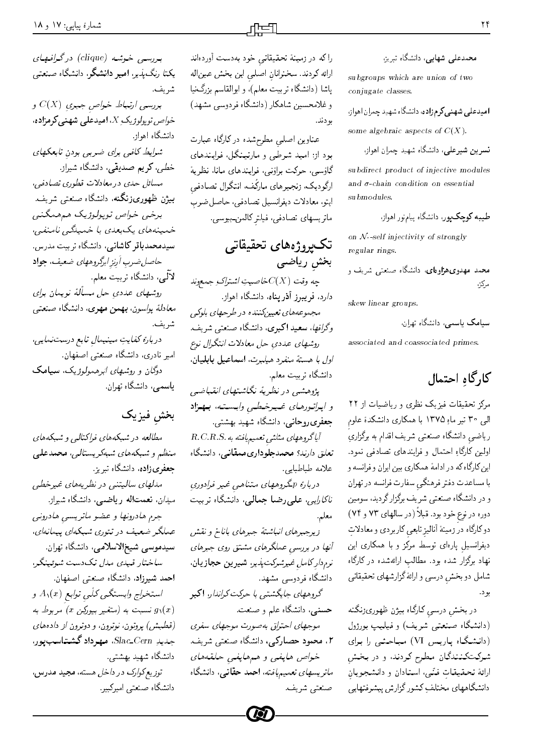**محمدعلی شهابی**، دانشگاه تبریز.

subgroups which are union of two conjugate classes.

**امیدعلی شهنی‌کرم‌زاده**، دانشگاه شهید چمران اهواز.

some algebraic aspects of $C(X)$.

**نسرین شیرعلی**، دانشگاه شهید چمران اهواز.

subdirect product of injective modules and $\sigma$-chain condition on essential submodules.

**طیبه کوچک‌پور**، دانشگاه پیام‌نور اهواز.

on $\mathcal{N}$-self injectivity of strongly regular rings.

**محمد مهدوی‌هزاوه‌ای**، دانشگاه صنعتی شریف و مرکز.

skew linear groups.

**سیامک یاسمی**، دانشگاه تهران.

associated and coassociated primes.

## کارگاهِ احتمال

مرکز تحقیقات فیزیک نظری و ریاضیات از ۲۲ الی ۳۰ تیر ماهِ ۱۳۷۵ با همکاری دانشکدهٔ علومِ ریاضیِ دانشگاه صنعتی شریف اقدام به برگزاریِ اولین کارگاهِ احتمال و فرایندهای تصادفی نمود. این کارگاه که در ادامهٔ همکاری بین ایران و فرانسه و با مساعدت دفترِ فرهنگیِ سفارت فرانسه در تهران و در دانشگاه صنعتی شریف برگزار گردید، سومین دوره در نوع خود بود. قبلاً (در سالهای ۷۳ و ۷۴) دو کارگاه در زمینهٔ آنالیزِ تابعیِ کاربردی و معادلاتِ دیفرانسیل پاره‌ای توسط مرکز و با همکاری این نهاد برگزار شده بود. مطالبِ ارائه‌شده در کارگاه شامل دو بخشِ درسی و ارائهٔ گزارشهای تحقیقاتی بود.

در بخشِ درسیِ کارگاه بیژن ظهوری‌زنگنه (دانشگاه صنعتی شریف) و فیلیپ بورژول (دانشگاه پاریس VI) مباحثی را برای شرکت‌کنندگان مطرح کردند، و در بخشِ ارائهٔ تحقیقاتِ فنّی، استادان و دانشجویانِ دانشگاههای مختلفِ کشور گزارش پیشرفتهایی را که در زمینهٔ تحقیقاتیِ خود به‌دست آورده‌اند ارائه کردند. سخنرانانِ اصلیِ این بخش عین‌اله پاشا (دانشگاه تربیت معلم)، و ابوالقاسم بزرگ‌نیا و غلامحسین شاهکار (دانشگاه فردوسی مشهد) بودند.

عناوین اصلیِ مطرح‌شده در کارگاه عبارت بود از: امید شرطی و مارتینگل، فرایندهای گاؤسی، حرکت براؤنی، فرایندهای مانا، نظریهٔ ارگودیک، زنجیرهای مارکُف، انتگرال تصادفیِ ایتو، معادلات دیفرانسیل تصادفی، حاصل‌ضربِ ماتریسهای تصادفی، فیلترِ کالمن‌ـ‌بیوسی.

## تک‌پروژه‌های تحقیقاتی بخشِ ریاضی

*چه وقت $C(X)$ خاصیتِ اشتراکِ جمعوند دارد*، **فریبرز آذرپناه**، دانشگاه اهواز.

*مجموعه‌های تعیین‌کننده در طرحهای بلوکی و گرافها*، **سعید اکبری**، دانشگاه صنعتی شریف.

*روشهای عددیِ حل معادلات انتگرال نوع اول با هستهٔ منفرد هیلبرت*، **اسماعیل بابلیان**، دانشگاه تربیت معلم.

*پژوهشی در نظریهٔ نگاشتهای انقباضی و اپراتورهای غیرخطی وابسته*، **بهزاد جعفری‌روحانی**، دانشگاه شهید بهشتی.

*آیا گروههای مثلثیِ تعمیم‌یافته به R.C.R.S. تعلق دارند؟* **محمدجلوداری‌ممقانی**، دانشگاه علامه طباطبایی.

*دربارهٔ p-گروههای متناهی غیر فرادوریِ ناکارایی*، **علی‌رضا جمالی**، دانشگاه تربیت معلم.

*زیرجبرهای انباشتهٔ جبرهای باناخ و نقش آنها در بررسی عملگرهای مشتق روی جبرهای نرم‌دارِ کامل غیرشرکت‌پذیر*، **شیرین حجازیان**، دانشگاه فردوسی مشهد.

*گروههای جابگشتی با حرکتِ کراندار*، **اکبر حسنی**، دانشگاه علم و صنعت.

*موجهای احتراق به‌صورت موجهای سفری*، **محمود حصارکی**، دانشگاه صنعتی شریف.

*خواص هاپفی و هم‌هاپفیِ حلقه‌های ماتریسهای تعمیم‌یافته*، **احمد حقانی**، دانشگاه صنعتی شریف.

*بررسی خوشه (clique) در گرافهای یکتا رنگ‌پذیر*، **امیر دانشگر**، دانشگاه صنعتی شریف.

*بررسی ارتباط خواص جبری $C(X)$ و خواص توپولوژیک $X$*، **امیدعلی شهنی‌کرم‌زاده**، دانشگاه اهواز.

*شرایط کافی برای ضربی بودنِ تابعکهای خطی*، **کریم صدیقی**، دانشگاه شیراز.

*مسائل حدی در معادلات قطوری تصادفی*، **بیژن ظهوری‌زنگنه**، دانشگاه صنعتی شریف.

*برخی خواص توپولوژیک هم‌همگنی خمینه‌های یک‌بعدی با خمینگی نامنفی*، **سیدمحمدباقر کاشانی**، دانشگاه تربیت مدرس.

*حاصل‌ضربِ آزادِ ابرگروههای ضعیف*، **جواد لاآلی**، دانشگاه تربیت معلم.

*روشهای عددیِ حل مسألهٔ نویمان برای معادلهٔ پواسون*، **بهمن مهری**، دانشگاه صنعتی شریف.

*دربارهٔ کفایتِ مینیمالِ تابع درست‌نمایی*، امیر نادری، دانشگاه صنعتی اصفهان.

*دوگان و روشهای ابرهمولوژیک*، **سیامک یاسمی**، دانشگاه تهران.

## بخشِ فیزیک

*مطالعه در شبکه‌های فراکتالی و شبکه‌های منظم و شبکه‌های شبه‌کریستالی*، **محمدعلی جعفری‌زاده**، دانشگاه تبریز.

*مدلهای سالیتنی در نظریه‌های غیرخطی میدان*، **نعمت‌اله ریاضی**، دانشگاه شیراز.

*جرم هادرونها و عضو ماتریسی هادرونی عملگر ضعیف در تئوری شبکه‌ای پیمانه‌ای*، **سیدموسی شیخ‌الاسلامی**، دانشگاه تهران.

*ساختار قیدی مدل تک‌دست شوئینگر*، **احمد شیرزاد**، دانشگاه صنعتی اصفهان.

*استخراج وابستگی کلّی توابع $A_1(x)$ و $g_1(x)$ نسبت به (متغیر بیورکن x) مربوط به (قطبیش) پروتون، نوترون، و دوترون از داده‌های جدید Slac-Cern*، **مهرداد گشتاسب‌پور**، دانشگاه شهید بهشتی.

*توزیع کوارک در داخل هسته*، **مجید مدرس**، دانشگاه صنعتی امیرکبیر.